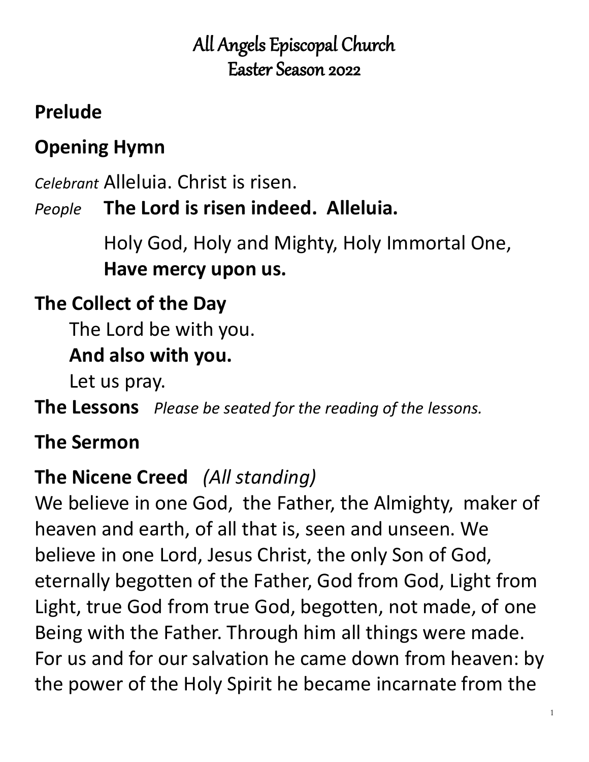# All Angels Episcopal Church
# Easter Season 2022

## Prelude

## Opening Hymn

*Celebrant* Alleluia. Christ is risen.
*People* **The Lord is risen indeed. Alleluia.**

Holy God, Holy and Mighty, Holy Immortal One,
**Have mercy upon us.**

## The Collect of the Day

The Lord be with you.
**And also with you.**
Let us pray.

## The Lessons *Please be seated for the reading of the lessons.*

## The Sermon

## The Nicene Creed *(All standing)*

We believe in one God, the Father, the Almighty, maker of heaven and earth, of all that is, seen and unseen. We believe in one Lord, Jesus Christ, the only Son of God, eternally begotten of the Father, God from God, Light from Light, true God from true God, begotten, not made, of one Being with the Father. Through him all things were made. For us and for our salvation he came down from heaven: by the power of the Holy Spirit he became incarnate from the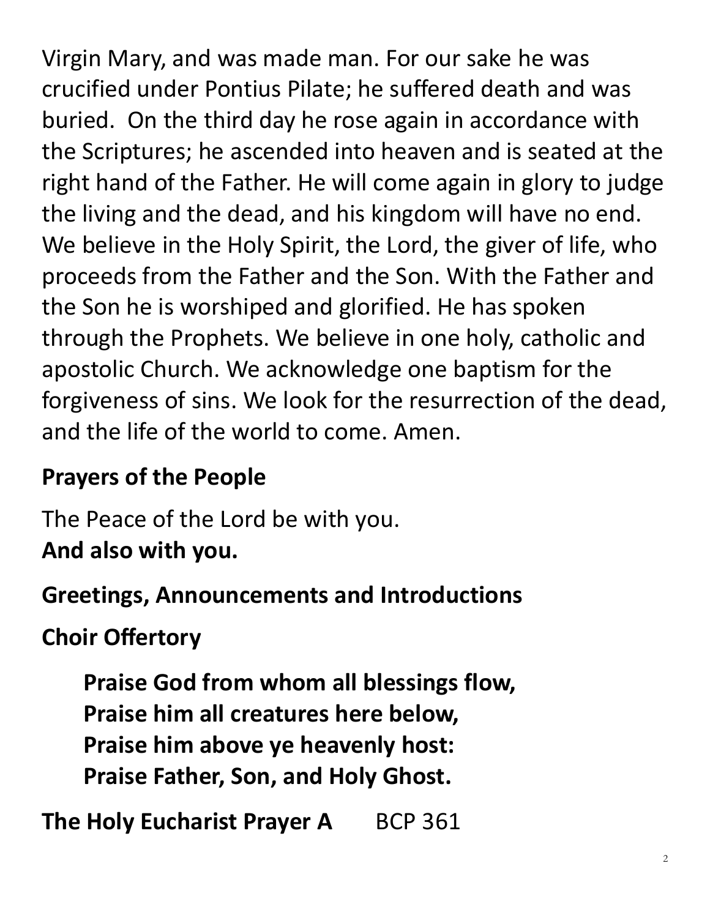Virgin Mary, and was made man. For our sake he was crucified under Pontius Pilate; he suffered death and was buried. On the third day he rose again in accordance with the Scriptures; he ascended into heaven and is seated at the right hand of the Father. He will come again in glory to judge the living and the dead, and his kingdom will have no end. We believe in the Holy Spirit, the Lord, the giver of life, who proceeds from the Father and the Son. With the Father and the Son he is worshiped and glorified. He has spoken through the Prophets. We believe in one holy, catholic and apostolic Church. We acknowledge one baptism for the forgiveness of sins. We look for the resurrection of the dead, and the life of the world to come. Amen.

**Prayers of the People**

The Peace of the Lord be with you.
**And also with you.**

**Greetings, Announcements and Introductions**

**Choir Offertory**

> **Praise God from whom all blessings flow,**
> **Praise him all creatures here below,**
> **Praise him above ye heavenly host:**
> **Praise Father, Son, and Holy Ghost.**

**The Holy Eucharist Prayer A** BCP 361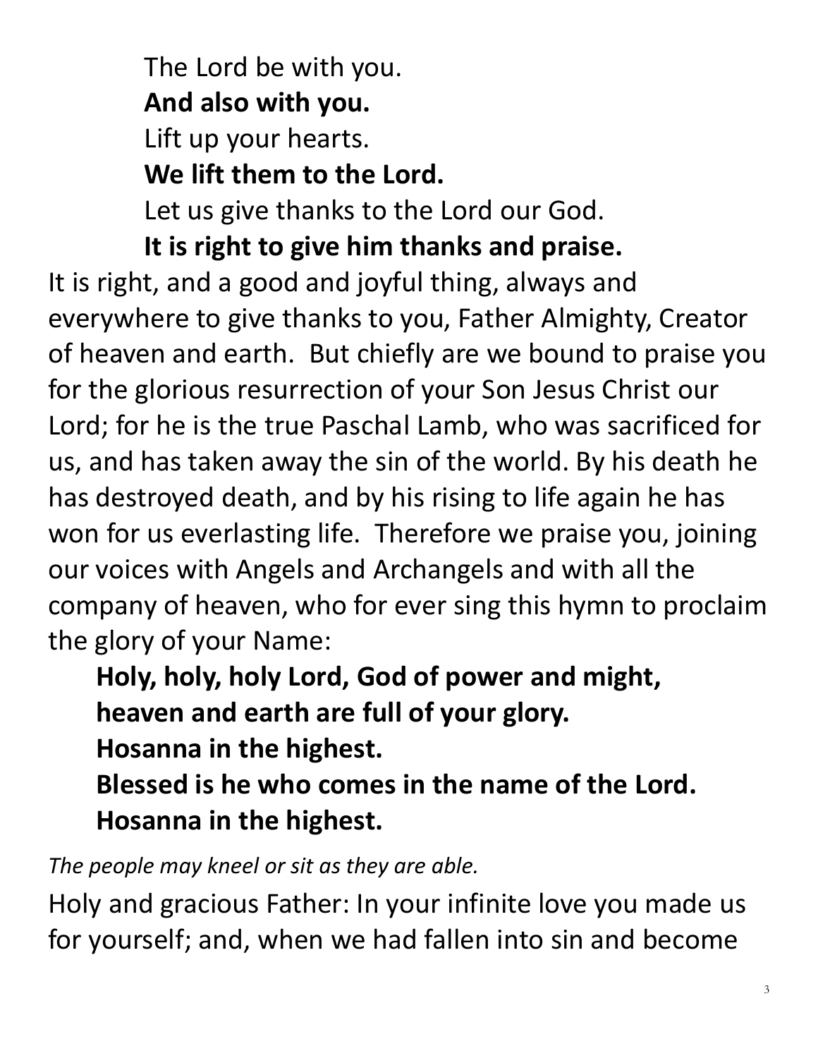The Lord be with you.
**And also with you.**
Lift up your hearts.
**We lift them to the Lord.**
Let us give thanks to the Lord our God.
**It is right to give him thanks and praise.**

It is right, and a good and joyful thing, always and everywhere to give thanks to you, Father Almighty, Creator of heaven and earth. But chiefly are we bound to praise you for the glorious resurrection of your Son Jesus Christ our Lord; for he is the true Paschal Lamb, who was sacrificed for us, and has taken away the sin of the world. By his death he has destroyed death, and by his rising to life again he has won for us everlasting life. Therefore we praise you, joining our voices with Angels and Archangels and with all the company of heaven, who for ever sing this hymn to proclaim the glory of your Name:

**Holy, holy, holy Lord, God of power and might,**
**heaven and earth are full of your glory.**
**Hosanna in the highest.**
**Blessed is he who comes in the name of the Lord.**
**Hosanna in the highest.**

*The people may kneel or sit as they are able.*

Holy and gracious Father: In your infinite love you made us for yourself; and, when we had fallen into sin and become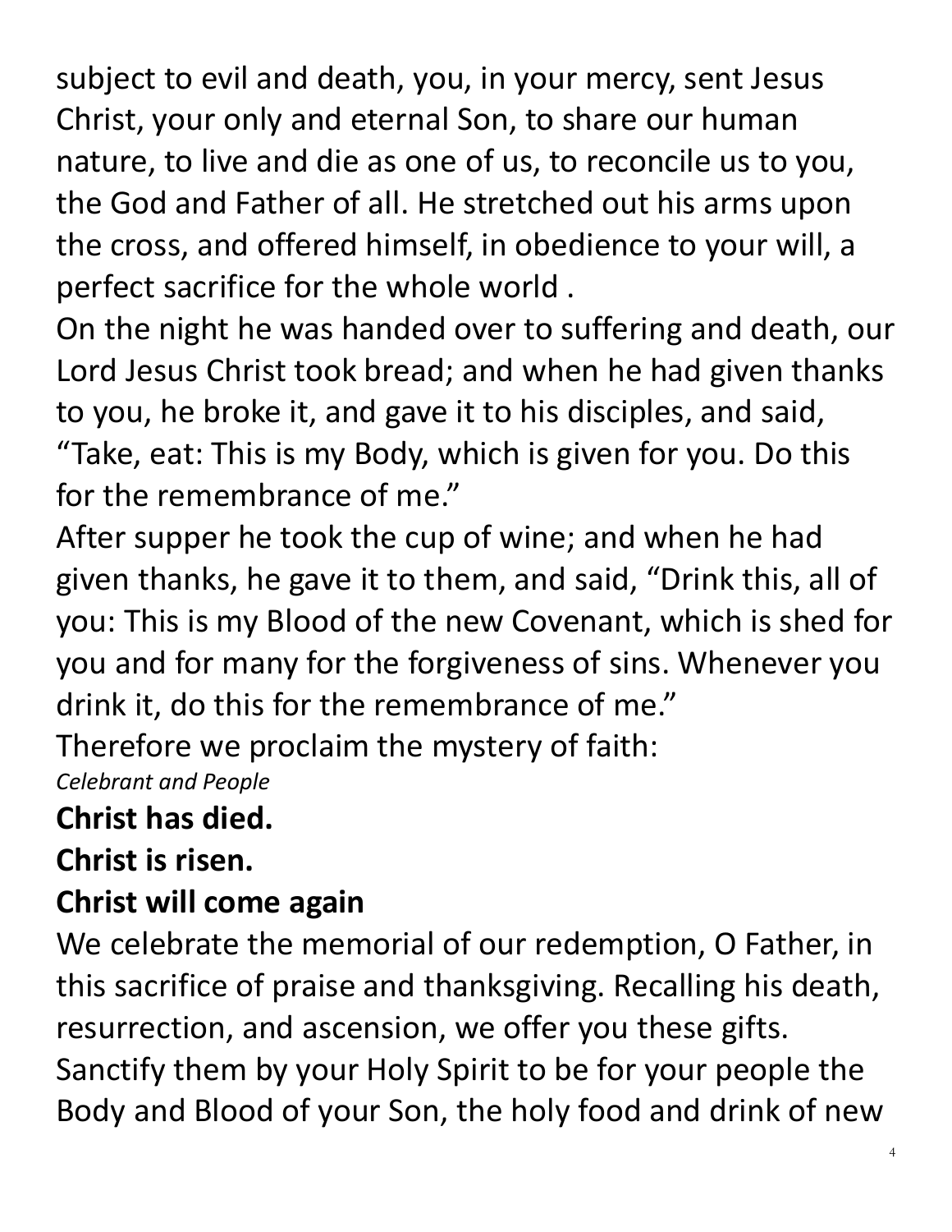subject to evil and death, you, in your mercy, sent Jesus Christ, your only and eternal Son, to share our human nature, to live and die as one of us, to reconcile us to you, the God and Father of all. He stretched out his arms upon the cross, and offered himself, in obedience to your will, a perfect sacrifice for the whole world .

On the night he was handed over to suffering and death, our Lord Jesus Christ took bread; and when he had given thanks to you, he broke it, and gave it to his disciples, and said, "Take, eat: This is my Body, which is given for you. Do this for the remembrance of me."

After supper he took the cup of wine; and when he had given thanks, he gave it to them, and said, "Drink this, all of you: This is my Blood of the new Covenant, which is shed for you and for many for the forgiveness of sins. Whenever you drink it, do this for the remembrance of me."

Therefore we proclaim the mystery of faith:

*Celebrant and People*

**Christ has died.**

**Christ is risen.**

**Christ will come again**

We celebrate the memorial of our redemption, O Father, in this sacrifice of praise and thanksgiving. Recalling his death, resurrection, and ascension, we offer you these gifts. Sanctify them by your Holy Spirit to be for your people the Body and Blood of your Son, the holy food and drink of new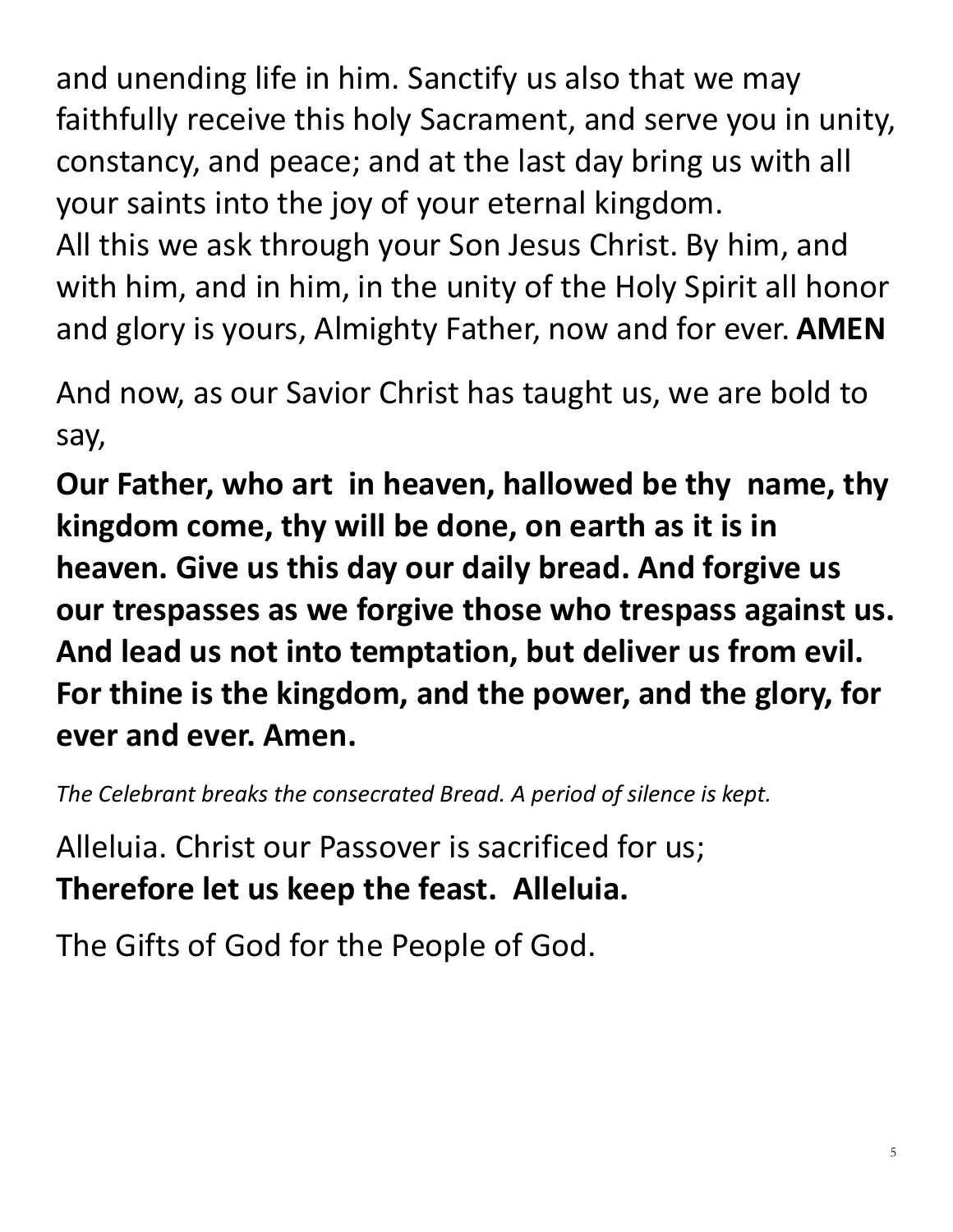and unending life in him. Sanctify us also that we may faithfully receive this holy Sacrament, and serve you in unity, constancy, and peace; and at the last day bring us with all your saints into the joy of your eternal kingdom.
All this we ask through your Son Jesus Christ. By him, and with him, and in him, in the unity of the Holy Spirit all honor and glory is yours, Almighty Father, now and for ever. **AMEN**

And now, as our Savior Christ has taught us, we are bold to say,

**Our Father, who art in heaven, hallowed be thy name, thy kingdom come, thy will be done, on earth as it is in heaven. Give us this day our daily bread. And forgive us our trespasses as we forgive those who trespass against us. And lead us not into temptation, but deliver us from evil. For thine is the kingdom, and the power, and the glory, for ever and ever. Amen.**

*The Celebrant breaks the consecrated Bread. A period of silence is kept.*

Alleluia. Christ our Passover is sacrificed for us;
**Therefore let us keep the feast. Alleluia.**

The Gifts of God for the People of God.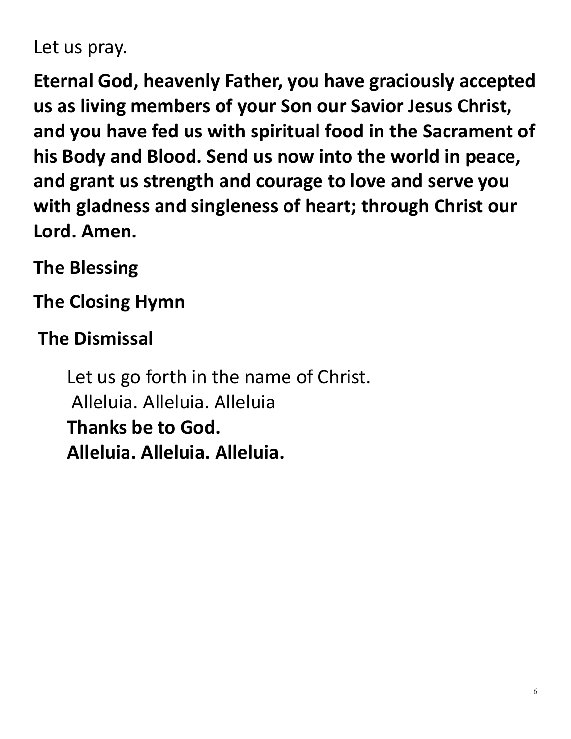Let us pray.

**Eternal God, heavenly Father, you have graciously accepted us as living members of your Son our Savior Jesus Christ, and you have fed us with spiritual food in the Sacrament of his Body and Blood. Send us now into the world in peace, and grant us strength and courage to love and serve you with gladness and singleness of heart; through Christ our Lord. Amen.**

**The Blessing**

**The Closing Hymn**

**The Dismissal**

Let us go forth in the name of Christ.
Alleluia. Alleluia. Alleluia
**Thanks be to God.**
**Alleluia. Alleluia. Alleluia.**